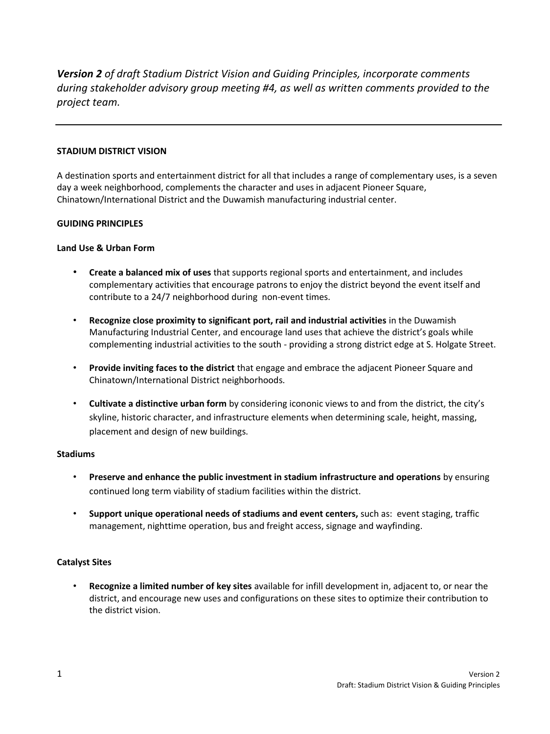***Version 2** of draft Stadium District Vision and Guiding Principles, incorporate comments during stakeholder advisory group meeting #4, as well as written comments provided to the project team.*

---

## STADIUM DISTRICT VISION

A destination sports and entertainment district for all that includes a range of complementary uses, is a seven day a week neighborhood, complements the character and uses in adjacent Pioneer Square, Chinatown/International District and the Duwamish manufacturing industrial center.

## GUIDING PRINCIPLES

### Land Use & Urban Form

- **Create a balanced mix of uses** that supports regional sports and entertainment, and includes complementary activities that encourage patrons to enjoy the district beyond the event itself and contribute to a 24/7 neighborhood during non-event times.
- **Recognize close proximity to significant port, rail and industrial activities** in the Duwamish Manufacturing Industrial Center, and encourage land uses that achieve the district's goals while complementing industrial activities to the south - providing a strong district edge at S. Holgate Street.
- **Provide inviting faces to the district** that engage and embrace the adjacent Pioneer Square and Chinatown/International District neighborhoods.
- **Cultivate a distinctive urban form** by considering icononic views to and from the district, the city's skyline, historic character, and infrastructure elements when determining scale, height, massing, placement and design of new buildings.

### Stadiums

- **Preserve and enhance the public investment in stadium infrastructure and operations** by ensuring continued long term viability of stadium facilities within the district.
- **Support unique operational needs of stadiums and event centers,** such as: event staging, traffic management, nighttime operation, bus and freight access, signage and wayfinding.

### Catalyst Sites

- **Recognize a limited number of key sites** available for infill development in, adjacent to, or near the district, and encourage new uses and configurations on these sites to optimize their contribution to the district vision.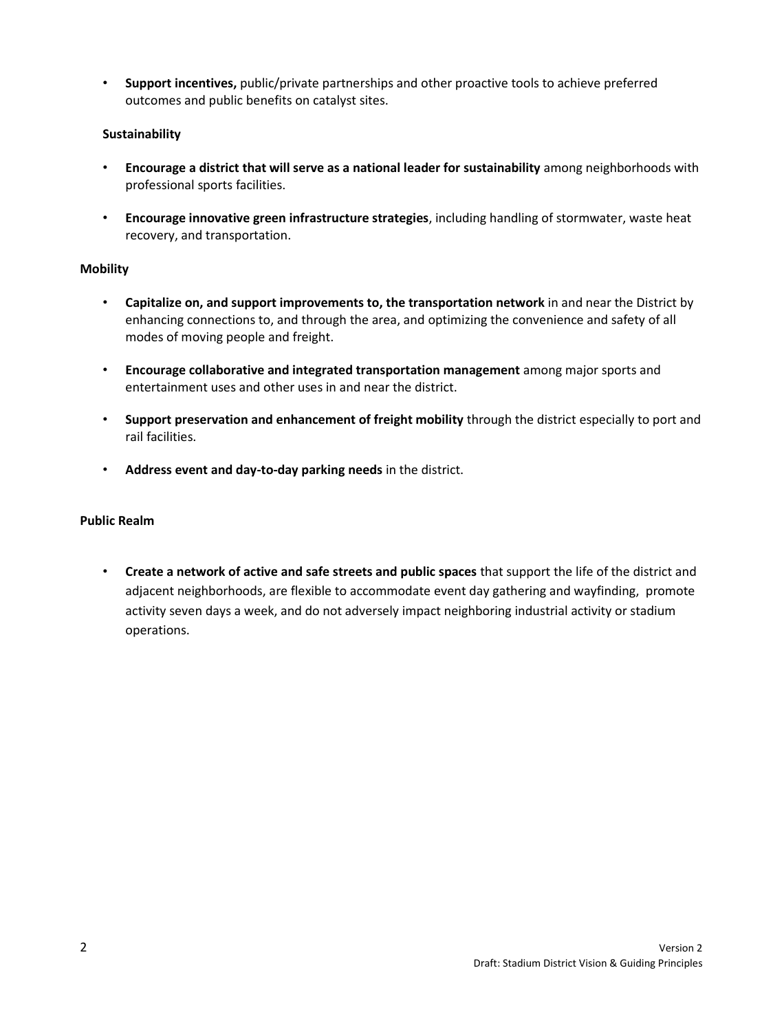- **Support incentives,** public/private partnerships and other proactive tools to achieve preferred outcomes and public benefits on catalyst sites.

### Sustainability

- **Encourage a district that will serve as a national leader for sustainability** among neighborhoods with professional sports facilities.
- **Encourage innovative green infrastructure strategies**, including handling of stormwater, waste heat recovery, and transportation.

### Mobility

- **Capitalize on, and support improvements to, the transportation network** in and near the District by enhancing connections to, and through the area, and optimizing the convenience and safety of all modes of moving people and freight.
- **Encourage collaborative and integrated transportation management** among major sports and entertainment uses and other uses in and near the district.
- **Support preservation and enhancement of freight mobility** through the district especially to port and rail facilities.
- **Address event and day-to-day parking needs** in the district.

### Public Realm

- **Create a network of active and safe streets and public spaces** that support the life of the district and adjacent neighborhoods, are flexible to accommodate event day gathering and wayfinding, promote activity seven days a week, and do not adversely impact neighboring industrial activity or stadium operations.